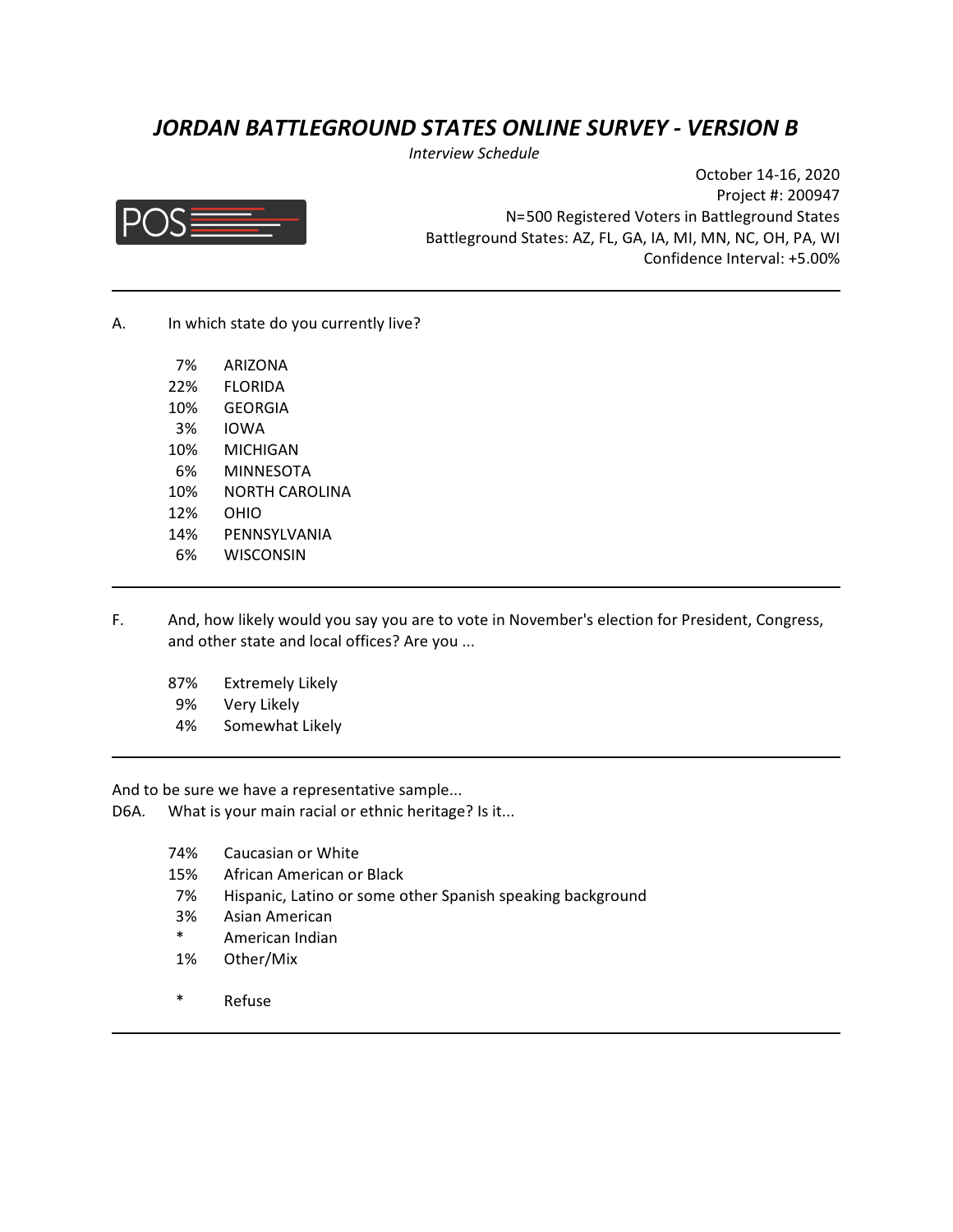# *JORDAN BATTLEGROUND STATES ONLINE SURVEY - VERSION B*

*Interview Schedule*

October 14-16, 2020
Project #: 200947
N=500 Registered Voters in Battleground States
Battleground States: AZ, FL, GA, IA, MI, MN, NC, OH, PA, WI
Confidence Interval: +5.00%

---

A. In which state do you currently live?

| | |
|---|---|
| 7% | ARIZONA |
| 22% | FLORIDA |
| 10% | GEORGIA |
| 3% | IOWA |
| 10% | MICHIGAN |
| 6% | MINNESOTA |
| 10% | NORTH CAROLINA |
| 12% | OHIO |
| 14% | PENNSYLVANIA |
| 6% | WISCONSIN |

---

F. And, how likely would you say you are to vote in November's election for President, Congress, and other state and local offices? Are you ...

| | |
|---|---|
| 87% | Extremely Likely |
| 9% | Very Likely |
| 4% | Somewhat Likely |

---

And to be sure we have a representative sample...

D6A. What is your main racial or ethnic heritage? Is it...

| | |
|---|---|
| 74% | Caucasian or White |
| 15% | African American or Black |
| 7% | Hispanic, Latino or some other Spanish speaking background |
| 3% | Asian American |
| * | American Indian |
| 1% | Other/Mix |
| * | Refuse |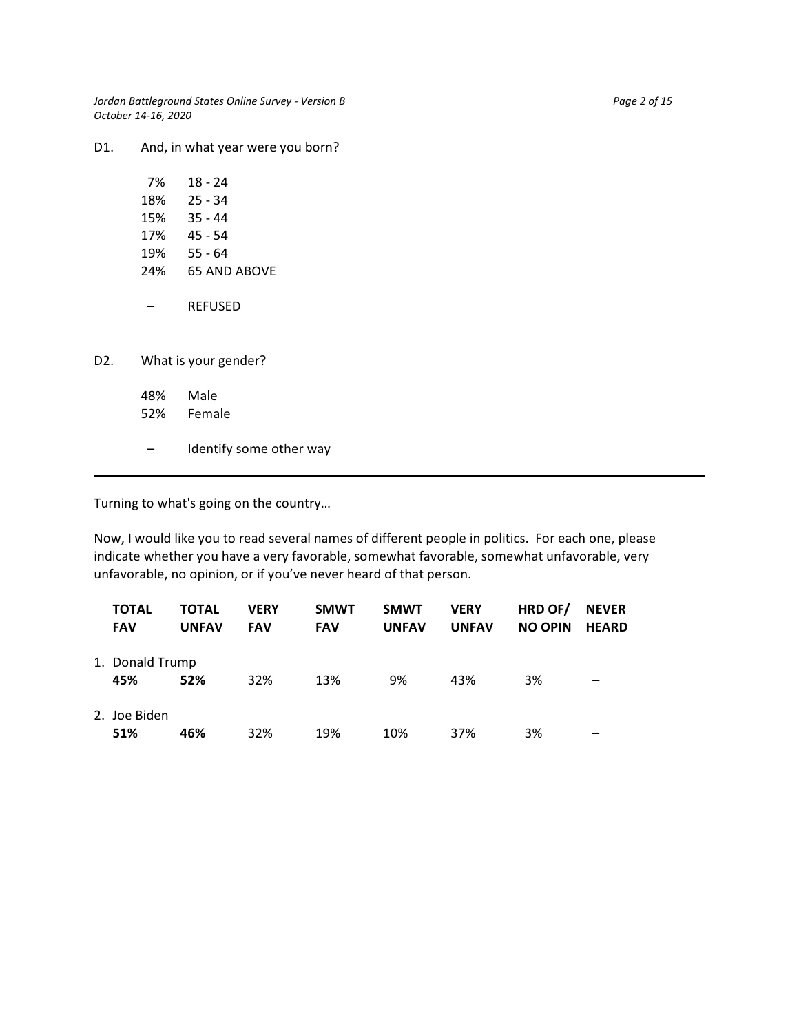D1. And, in what year were you born?

| | |
|---|---|
| 7% | 18 - 24 |
| 18% | 25 - 34 |
| 15% | 35 - 44 |
| 17% | 45 - 54 |
| 19% | 55 - 64 |
| 24% | 65 AND ABOVE |
| – | REFUSED |

---

D2. What is your gender?

| | |
|---|---|
| 48% | Male |
| 52% | Female |
| – | Identify some other way |

---

Turning to what's going on the country…

Now, I would like you to read several names of different people in politics. For each one, please indicate whether you have a very favorable, somewhat favorable, somewhat unfavorable, very unfavorable, no opinion, or if you've never heard of that person.

| | TOTAL FAV | TOTAL UNFAV | VERY FAV | SMWT FAV | SMWT UNFAV | VERY UNFAV | HRD OF/ NO OPIN | NEVER HEARD |
|---|---|---|---|---|---|---|---|---|
| 1. Donald Trump | **45%** | **52%** | 32% | 13% | 9% | 43% | 3% | – |
| 2. Joe Biden | **51%** | **46%** | 32% | 19% | 10% | 37% | 3% | – |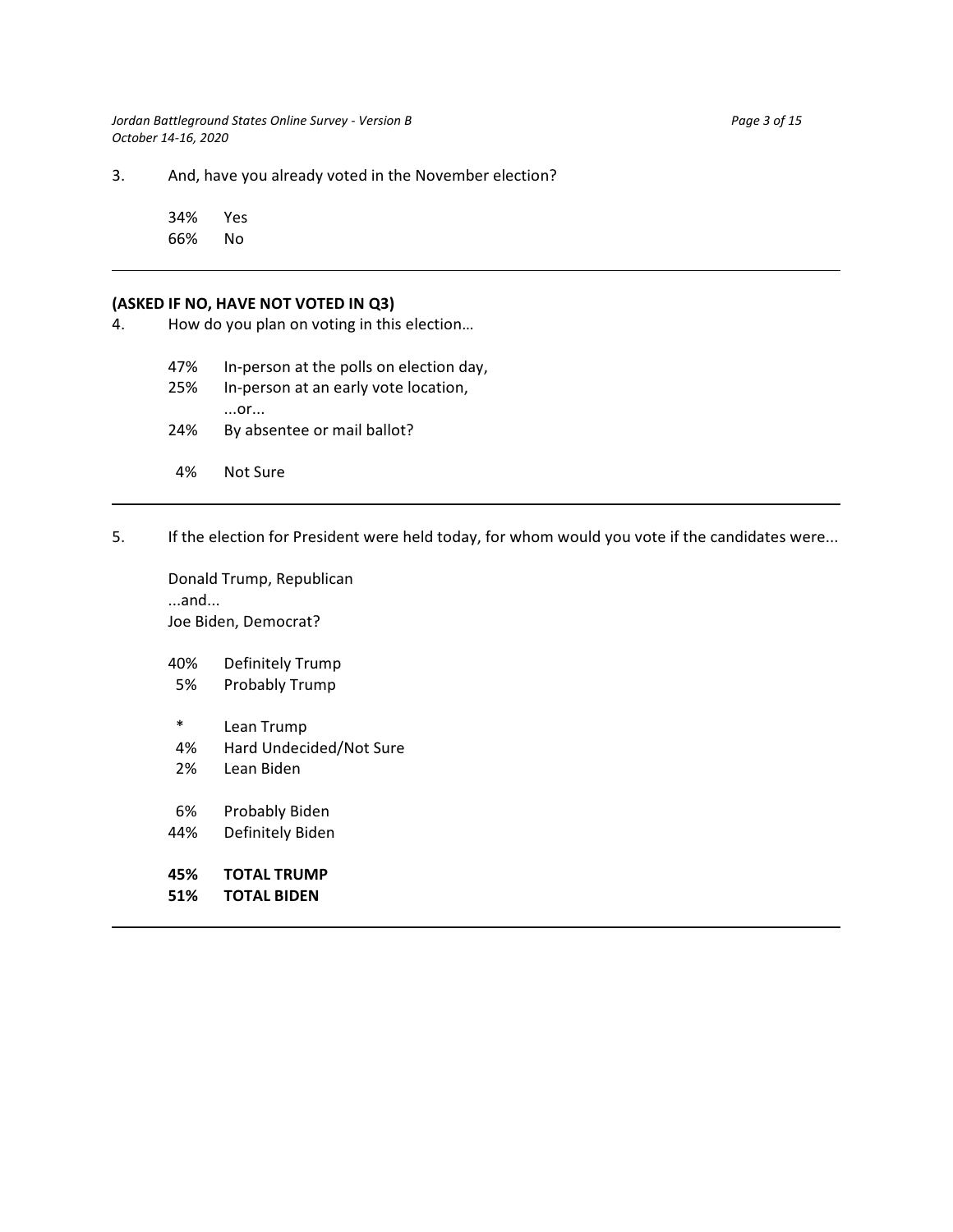3. And, have you already voted in the November election?

| | |
|---|---|
| 34% | Yes |
| 66% | No |

---

**(ASKED IF NO, HAVE NOT VOTED IN Q3)**

4. How do you plan on voting in this election…

| | |
|---|---|
| 47% | In-person at the polls on election day, |
| 25% | In-person at an early vote location, ...or... |
| 24% | By absentee or mail ballot? |
| 4% | Not Sure |

---

5. If the election for President were held today, for whom would you vote if the candidates were...

Donald Trump, Republican
...and...
Joe Biden, Democrat?

| | |
|---|---|
| 40% | Definitely Trump |
| 5% | Probably Trump |
| * | Lean Trump |
| 4% | Hard Undecided/Not Sure |
| 2% | Lean Biden |
| 6% | Probably Biden |
| 44% | Definitely Biden |
| **45%** | **TOTAL TRUMP** |
| **51%** | **TOTAL BIDEN** |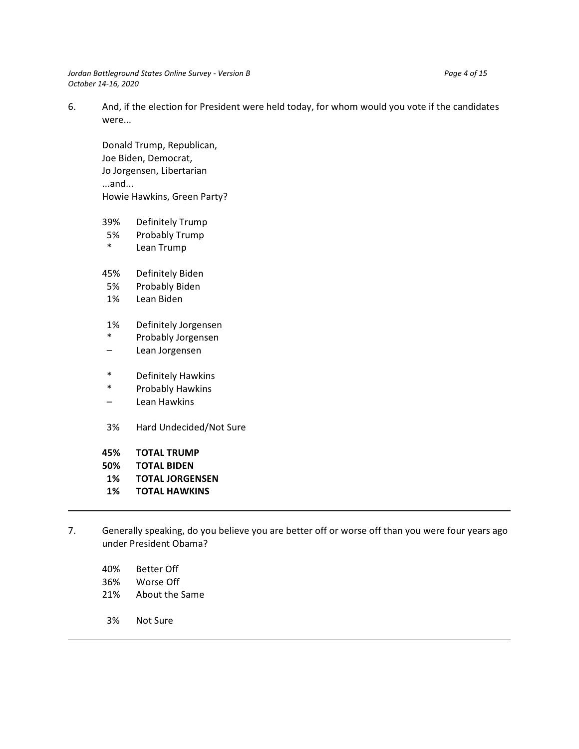6. And, if the election for President were held today, for whom would you vote if the candidates were...

   Donald Trump, Republican,
   Joe Biden, Democrat,
   Jo Jorgensen, Libertarian
   ...and...
   Howie Hawkins, Green Party?

| | |
|---|---|
| 39% | Definitely Trump |
| 5% | Probably Trump |
| * | Lean Trump |
| 45% | Definitely Biden |
| 5% | Probably Biden |
| 1% | Lean Biden |
| 1% | Definitely Jorgensen |
| * | Probably Jorgensen |
| – | Lean Jorgensen |
| * | Definitely Hawkins |
| * | Probably Hawkins |
| – | Lean Hawkins |
| 3% | Hard Undecided/Not Sure |
| **45%** | **TOTAL TRUMP** |
| **50%** | **TOTAL BIDEN** |
| **1%** | **TOTAL JORGENSEN** |
| **1%** | **TOTAL HAWKINS** |

---

7. Generally speaking, do you believe you are better off or worse off than you were four years ago under President Obama?

| | |
|---|---|
| 40% | Better Off |
| 36% | Worse Off |
| 21% | About the Same |
| 3% | Not Sure |

---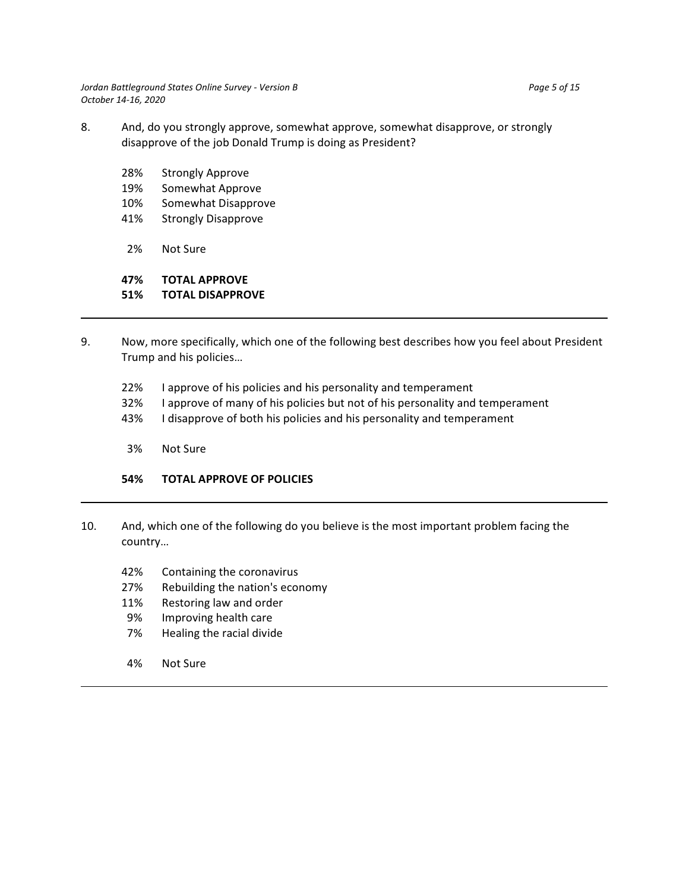8. And, do you strongly approve, somewhat approve, somewhat disapprove, or strongly disapprove of the job Donald Trump is doing as President?

   28% Strongly Approve
   19% Somewhat Approve
   10% Somewhat Disapprove
   41% Strongly Disapprove

   2% Not Sure

   **47% TOTAL APPROVE**
   **51% TOTAL DISAPPROVE**

---

9. Now, more specifically, which one of the following best describes how you feel about President Trump and his policies…

   22% I approve of his policies and his personality and temperament
   32% I approve of many of his policies but not of his personality and temperament
   43% I disapprove of both his policies and his personality and temperament

   3% Not Sure

   **54% TOTAL APPROVE OF POLICIES**

---

10. And, which one of the following do you believe is the most important problem facing the country…

   42% Containing the coronavirus
   27% Rebuilding the nation's economy
   11% Restoring law and order
   9% Improving health care
   7% Healing the racial divide

   4% Not Sure

---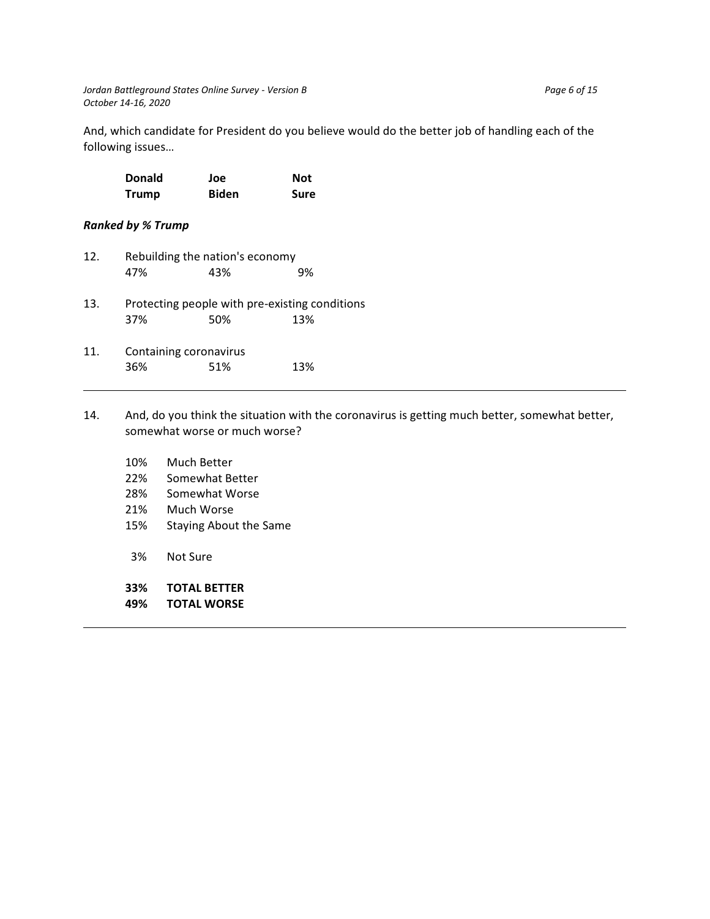And, which candidate for President do you believe would do the better job of handling each of the following issues…

***Ranked by % Trump***

| | | Donald Trump | Joe Biden | Not Sure |
|---|---|---|---|---|
| 12. | Rebuilding the nation's economy | 47% | 43% | 9% |
| 13. | Protecting people with pre-existing conditions | 37% | 50% | 13% |
| 11. | Containing coronavirus | 36% | 51% | 13% |

---

14. And, do you think the situation with the coronavirus is getting much better, somewhat better, somewhat worse or much worse?

| | |
|---|---|
| 10% | Much Better |
| 22% | Somewhat Better |
| 28% | Somewhat Worse |
| 21% | Much Worse |
| 15% | Staying About the Same |
| 3% | Not Sure |
| **33%** | **TOTAL BETTER** |
| **49%** | **TOTAL WORSE** |

---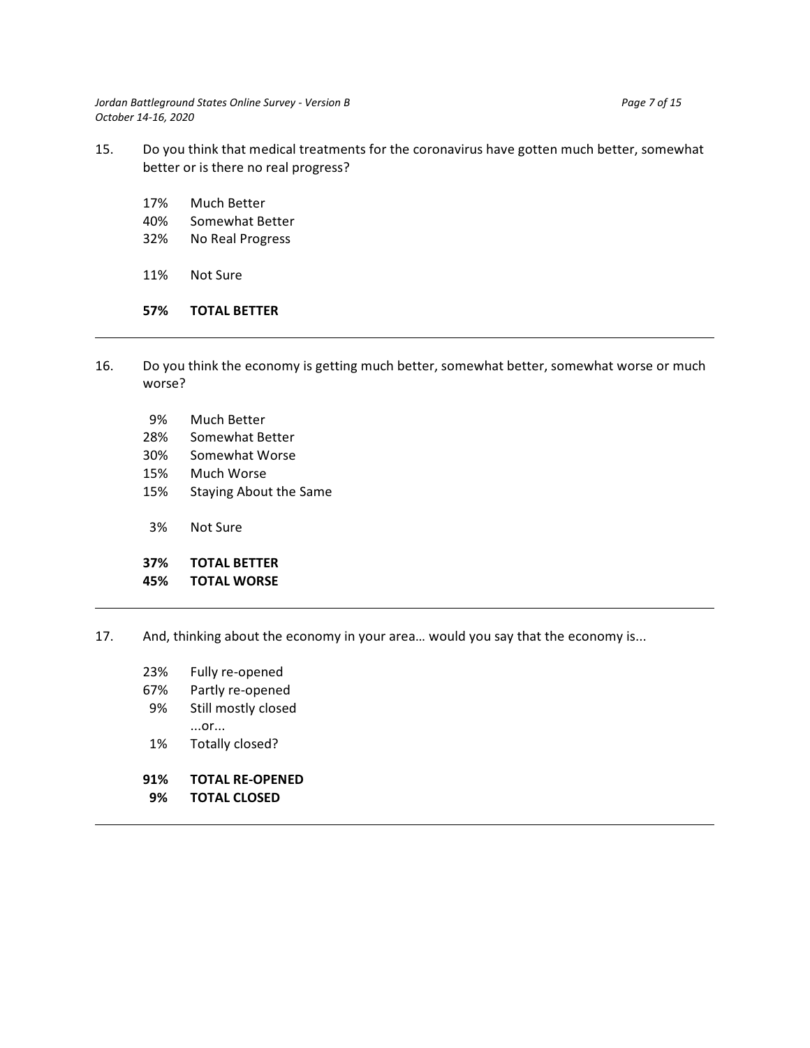15. Do you think that medical treatments for the coronavirus have gotten much better, somewhat better or is there no real progress?

17% Much Better
40% Somewhat Better
32% No Real Progress

11% Not Sure

**57% TOTAL BETTER**

---

16. Do you think the economy is getting much better, somewhat better, somewhat worse or much worse?

9% Much Better
28% Somewhat Better
30% Somewhat Worse
15% Much Worse
15% Staying About the Same

3% Not Sure

**37% TOTAL BETTER**
**45% TOTAL WORSE**

---

17. And, thinking about the economy in your area… would you say that the economy is...

23% Fully re-opened
67% Partly re-opened
9% Still mostly closed
...or...
1% Totally closed?

**91% TOTAL RE-OPENED**
**9% TOTAL CLOSED**

---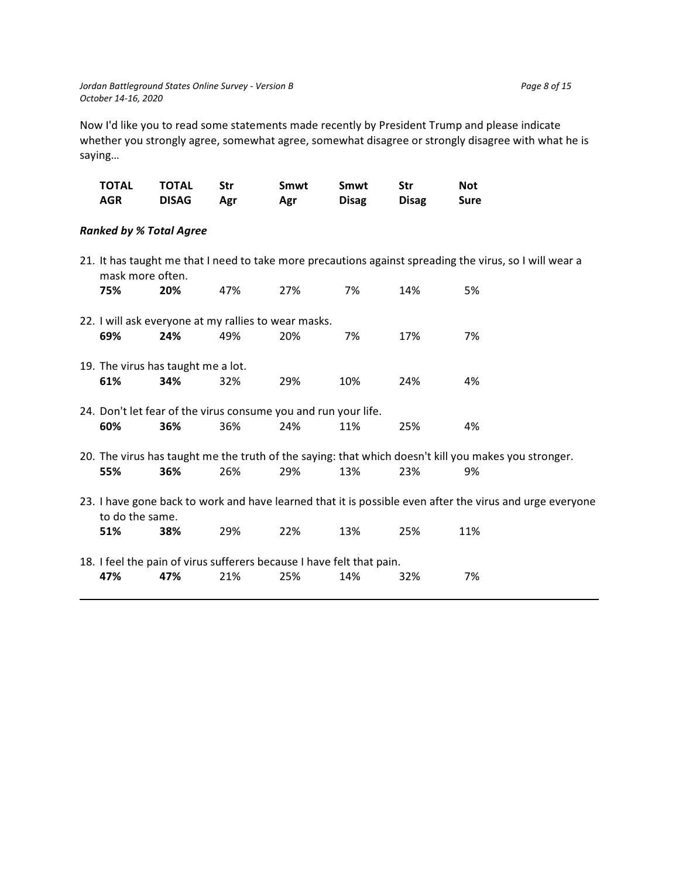Now I'd like you to read some statements made recently by President Trump and please indicate whether you strongly agree, somewhat agree, somewhat disagree or strongly disagree with what he is saying…

***Ranked by % Total Agree***

| | TOTAL AGR | TOTAL DISAG | Str Agr | Smwt Agr | Smwt Disag | Str Disag | Not Sure |
|---|---|---|---|---|---|---|---|
| 21. It has taught me that I need to take more precautions against spreading the virus, so I will wear a mask more often. | **75%** | **20%** | 47% | 27% | 7% | 14% | 5% |
| 22. I will ask everyone at my rallies to wear masks. | **69%** | **24%** | 49% | 20% | 7% | 17% | 7% |
| 19. The virus has taught me a lot. | **61%** | **34%** | 32% | 29% | 10% | 24% | 4% |
| 24. Don't let fear of the virus consume you and run your life. | **60%** | **36%** | 36% | 24% | 11% | 25% | 4% |
| 20. The virus has taught me the truth of the saying: that which doesn't kill you makes you stronger. | **55%** | **36%** | 26% | 29% | 13% | 23% | 9% |
| 23. I have gone back to work and have learned that it is possible even after the virus and urge everyone to do the same. | **51%** | **38%** | 29% | 22% | 13% | 25% | 11% |
| 18. I feel the pain of virus sufferers because I have felt that pain. | **47%** | **47%** | 21% | 25% | 14% | 32% | 7% |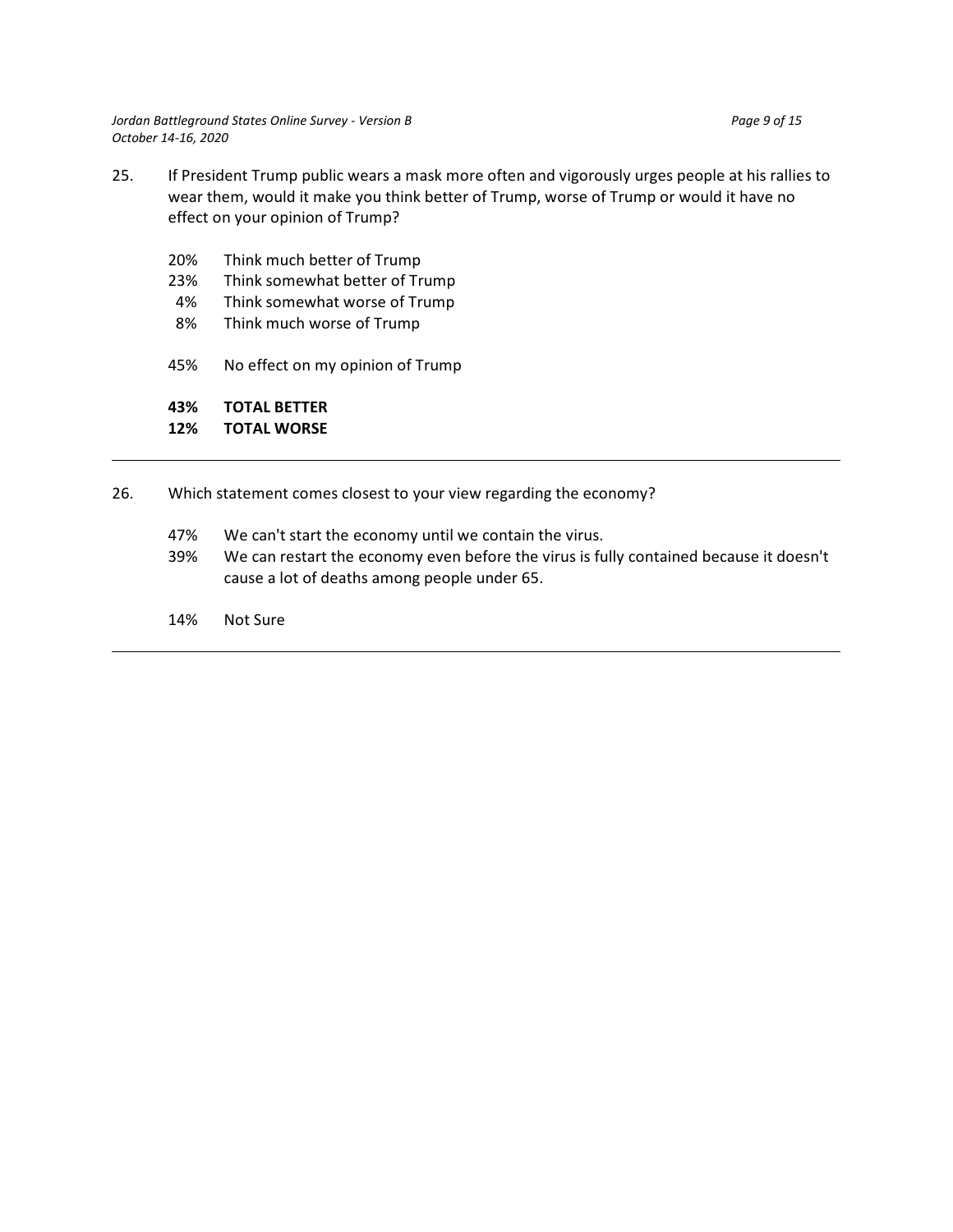25. If President Trump public wears a mask more often and vigorously urges people at his rallies to wear them, would it make you think better of Trump, worse of Trump or would it have no effect on your opinion of Trump?

| | |
|---|---|
| 20% | Think much better of Trump |
| 23% | Think somewhat better of Trump |
| 4% | Think somewhat worse of Trump |
| 8% | Think much worse of Trump |
| | |
| 45% | No effect on my opinion of Trump |
| | |
| **43%** | **TOTAL BETTER** |
| **12%** | **TOTAL WORSE** |

---

26. Which statement comes closest to your view regarding the economy?

| | |
|---|---|
| 47% | We can't start the economy until we contain the virus. |
| 39% | We can restart the economy even before the virus is fully contained because it doesn't cause a lot of deaths among people under 65. |
| | |
| 14% | Not Sure |

---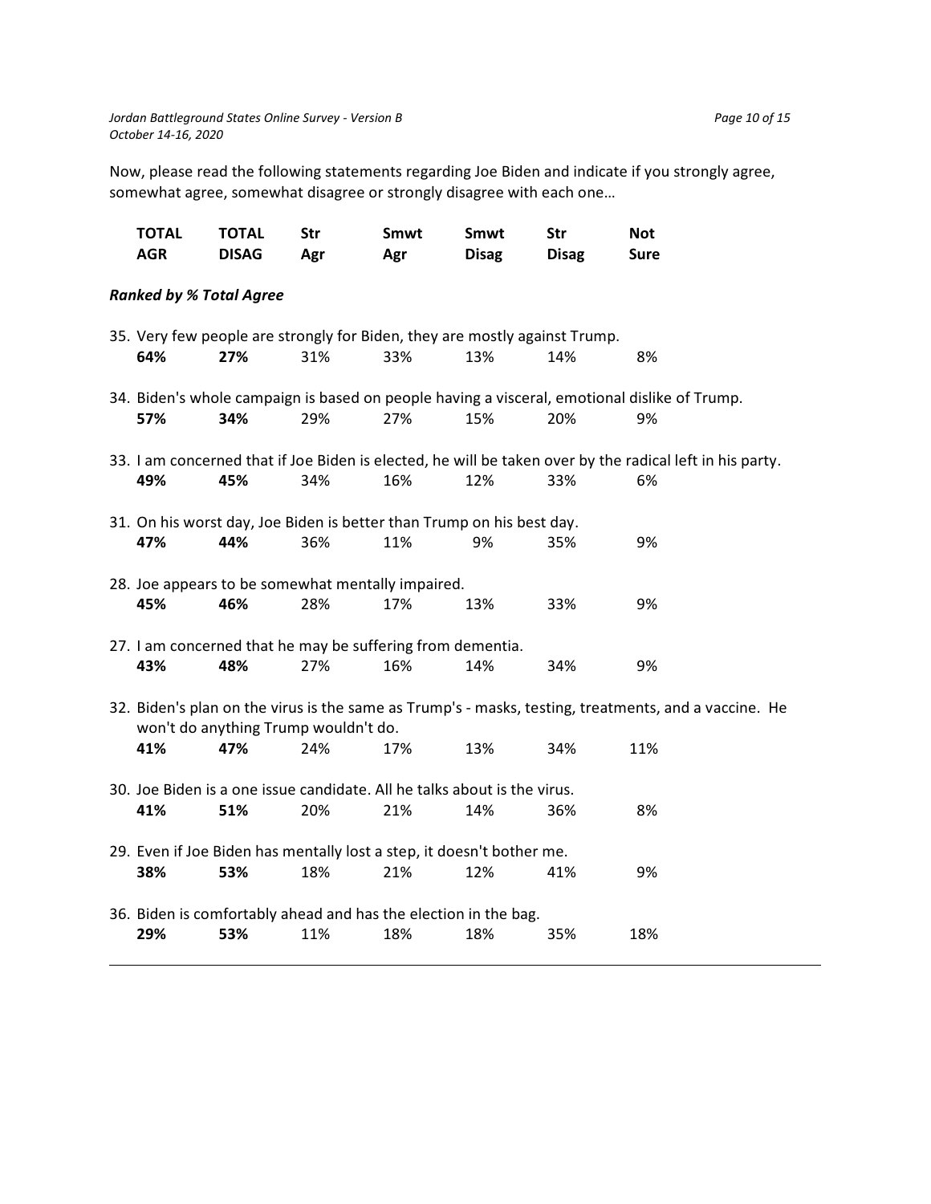Now, please read the following statements regarding Joe Biden and indicate if you strongly agree, somewhat agree, somewhat disagree or strongly disagree with each one…

| | TOTAL AGR | TOTAL DISAG | Str Agr | Smwt Agr | Smwt Disag | Str Disag | Not Sure |
|---|---|---|---|---|---|---|---|
| ***Ranked by % Total Agree*** | | | | | | | |
| 35. Very few people are strongly for Biden, they are mostly against Trump. | **64%** | **27%** | 31% | 33% | 13% | 14% | 8% |
| 34. Biden's whole campaign is based on people having a visceral, emotional dislike of Trump. | **57%** | **34%** | 29% | 27% | 15% | 20% | 9% |
| 33. I am concerned that if Joe Biden is elected, he will be taken over by the radical left in his party. | **49%** | **45%** | 34% | 16% | 12% | 33% | 6% |
| 31. On his worst day, Joe Biden is better than Trump on his best day. | **47%** | **44%** | 36% | 11% | 9% | 35% | 9% |
| 28. Joe appears to be somewhat mentally impaired. | **45%** | **46%** | 28% | 17% | 13% | 33% | 9% |
| 27. I am concerned that he may be suffering from dementia. | **43%** | **48%** | 27% | 16% | 14% | 34% | 9% |
| 32. Biden's plan on the virus is the same as Trump's - masks, testing, treatments, and a vaccine. He won't do anything Trump wouldn't do. | **41%** | **47%** | 24% | 17% | 13% | 34% | 11% |
| 30. Joe Biden is a one issue candidate. All he talks about is the virus. | **41%** | **51%** | 20% | 21% | 14% | 36% | 8% |
| 29. Even if Joe Biden has mentally lost a step, it doesn't bother me. | **38%** | **53%** | 18% | 21% | 12% | 41% | 9% |
| 36. Biden is comfortably ahead and has the election in the bag. | **29%** | **53%** | 11% | 18% | 18% | 35% | 18% |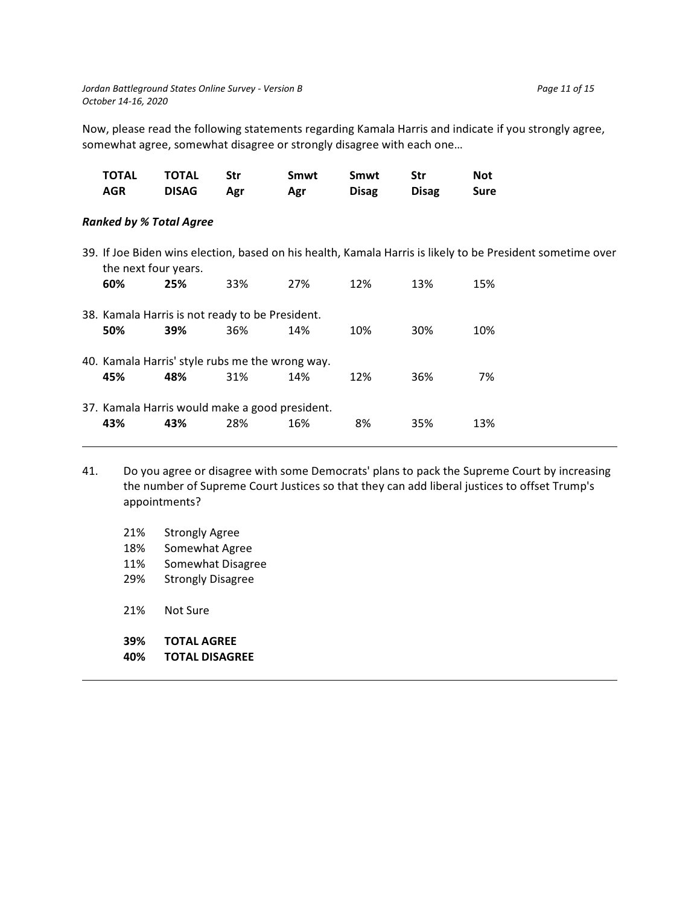Now, please read the following statements regarding Kamala Harris and indicate if you strongly agree, somewhat agree, somewhat disagree or strongly disagree with each one…

***Ranked by % Total Agree***

| | TOTAL AGR | TOTAL DISAG | Str Agr | Smwt Agr | Smwt Disag | Str Disag | Not Sure |
|---|---|---|---|---|---|---|---|
| 39. If Joe Biden wins election, based on his health, Kamala Harris is likely to be President sometime over the next four years. | **60%** | **25%** | 33% | 27% | 12% | 13% | 15% |
| 38. Kamala Harris is not ready to be President. | **50%** | **39%** | 36% | 14% | 10% | 30% | 10% |
| 40. Kamala Harris' style rubs me the wrong way. | **45%** | **48%** | 31% | 14% | 12% | 36% | 7% |
| 37. Kamala Harris would make a good president. | **43%** | **43%** | 28% | 16% | 8% | 35% | 13% |

---

41. Do you agree or disagree with some Democrats' plans to pack the Supreme Court by increasing the number of Supreme Court Justices so that they can add liberal justices to offset Trump's appointments?

    21% Strongly Agree
    18% Somewhat Agree
    11% Somewhat Disagree
    29% Strongly Disagree

    21% Not Sure

    **39% TOTAL AGREE**
    **40% TOTAL DISAGREE**

---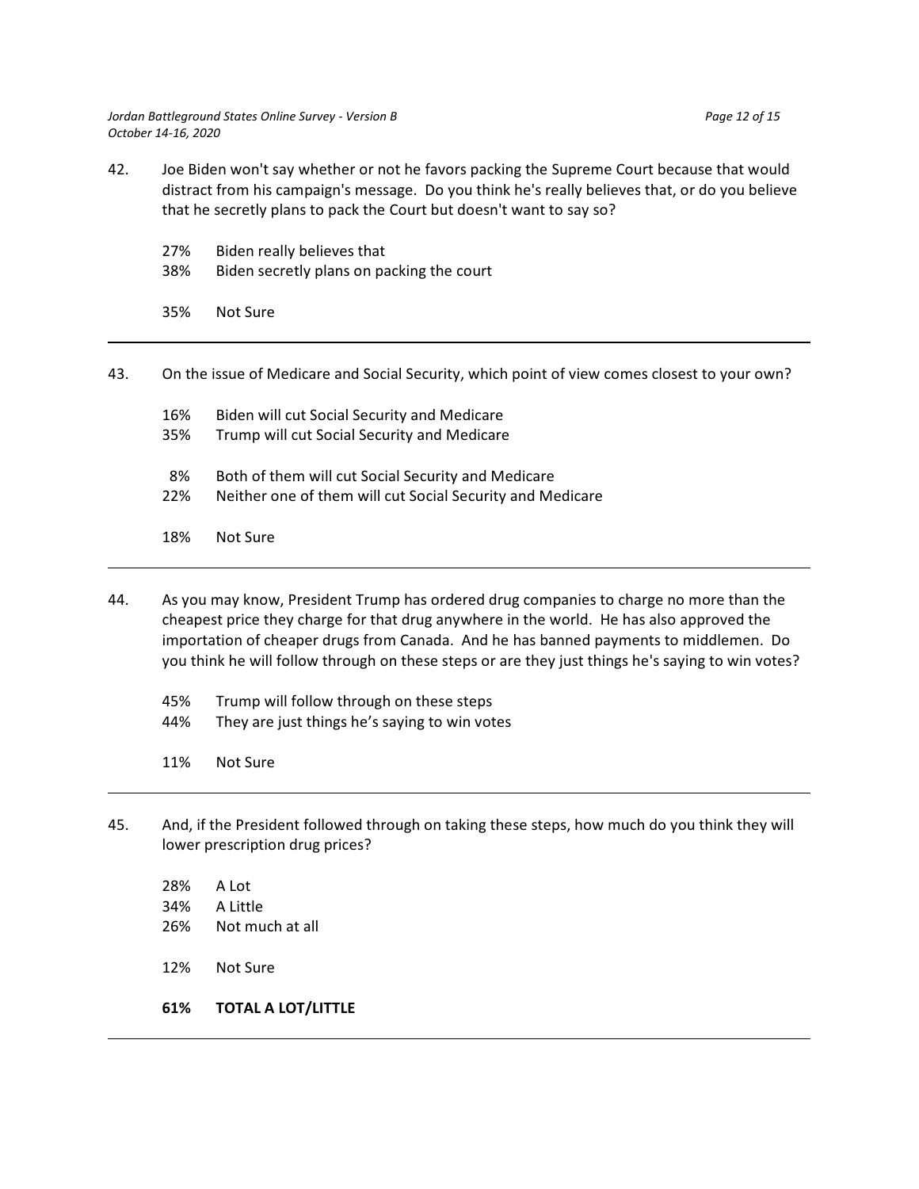42. Joe Biden won't say whether or not he favors packing the Supreme Court because that would distract from his campaign's message. Do you think he's really believes that, or do you believe that he secretly plans to pack the Court but doesn't want to say so?

| | |
|---|---|
| 27% | Biden really believes that |
| 38% | Biden secretly plans on packing the court |
| 35% | Not Sure |

---

43. On the issue of Medicare and Social Security, which point of view comes closest to your own?

| | |
|---|---|
| 16% | Biden will cut Social Security and Medicare |
| 35% | Trump will cut Social Security and Medicare |
| 8% | Both of them will cut Social Security and Medicare |
| 22% | Neither one of them will cut Social Security and Medicare |
| 18% | Not Sure |

---

44. As you may know, President Trump has ordered drug companies to charge no more than the cheapest price they charge for that drug anywhere in the world. He has also approved the importation of cheaper drugs from Canada. And he has banned payments to middlemen. Do you think he will follow through on these steps or are they just things he's saying to win votes?

| | |
|---|---|
| 45% | Trump will follow through on these steps |
| 44% | They are just things he's saying to win votes |
| 11% | Not Sure |

---

45. And, if the President followed through on taking these steps, how much do you think they will lower prescription drug prices?

| | |
|---|---|
| 28% | A Lot |
| 34% | A Little |
| 26% | Not much at all |
| 12% | Not Sure |
| **61%** | **TOTAL A LOT/LITTLE** |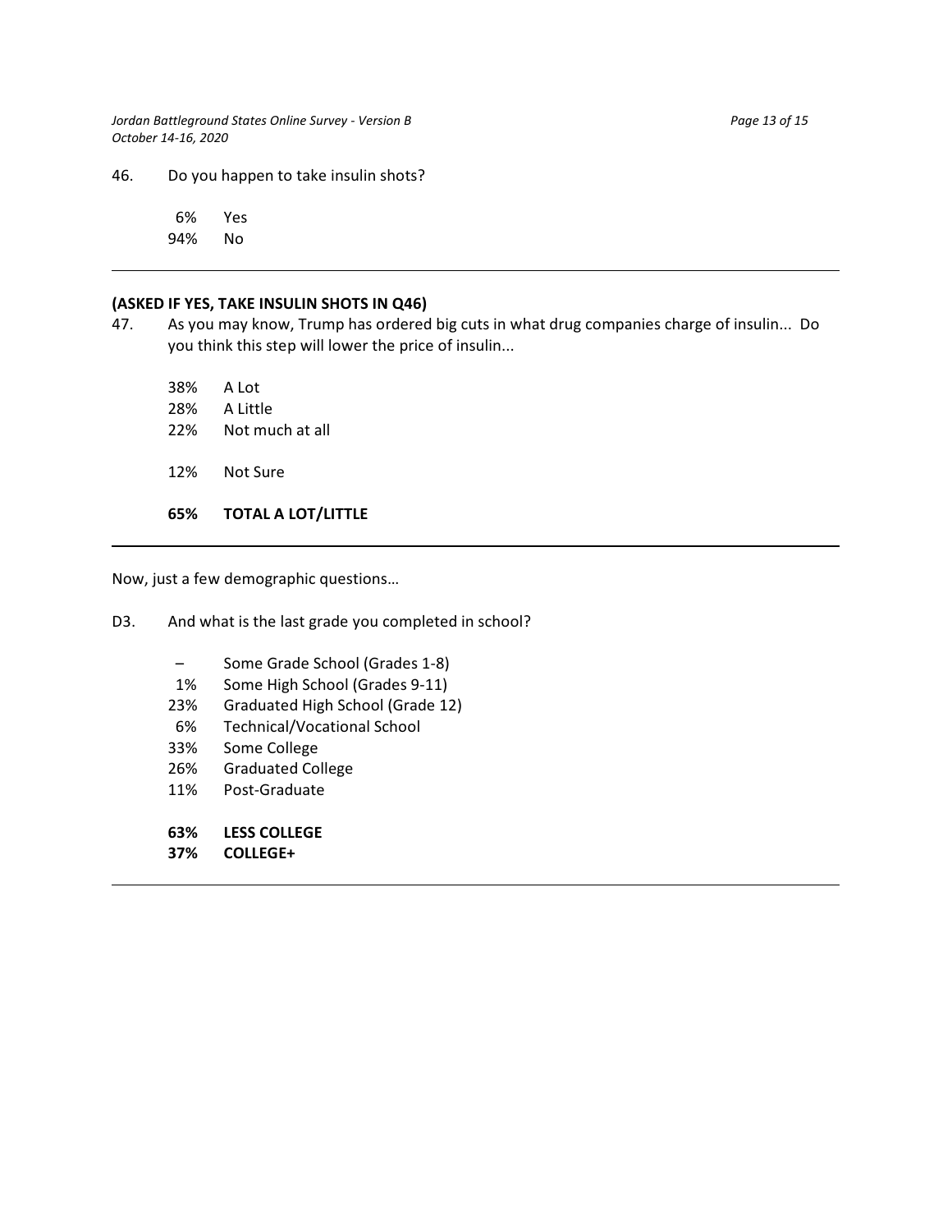46. Do you happen to take insulin shots?

| | |
|---|---|
| 6% | Yes |
| 94% | No |

---

**(ASKED IF YES, TAKE INSULIN SHOTS IN Q46)**

47. As you may know, Trump has ordered big cuts in what drug companies charge of insulin... Do you think this step will lower the price of insulin...

| | |
|---|---|
| 38% | A Lot |
| 28% | A Little |
| 22% | Not much at all |
| 12% | Not Sure |
| **65%** | **TOTAL A LOT/LITTLE** |

---

Now, just a few demographic questions…

D3. And what is the last grade you completed in school?

| | |
|---|---|
| – | Some Grade School (Grades 1-8) |
| 1% | Some High School (Grades 9-11) |
| 23% | Graduated High School (Grade 12) |
| 6% | Technical/Vocational School |
| 33% | Some College |
| 26% | Graduated College |
| 11% | Post-Graduate |
| **63%** | **LESS COLLEGE** |
| **37%** | **COLLEGE+** |

---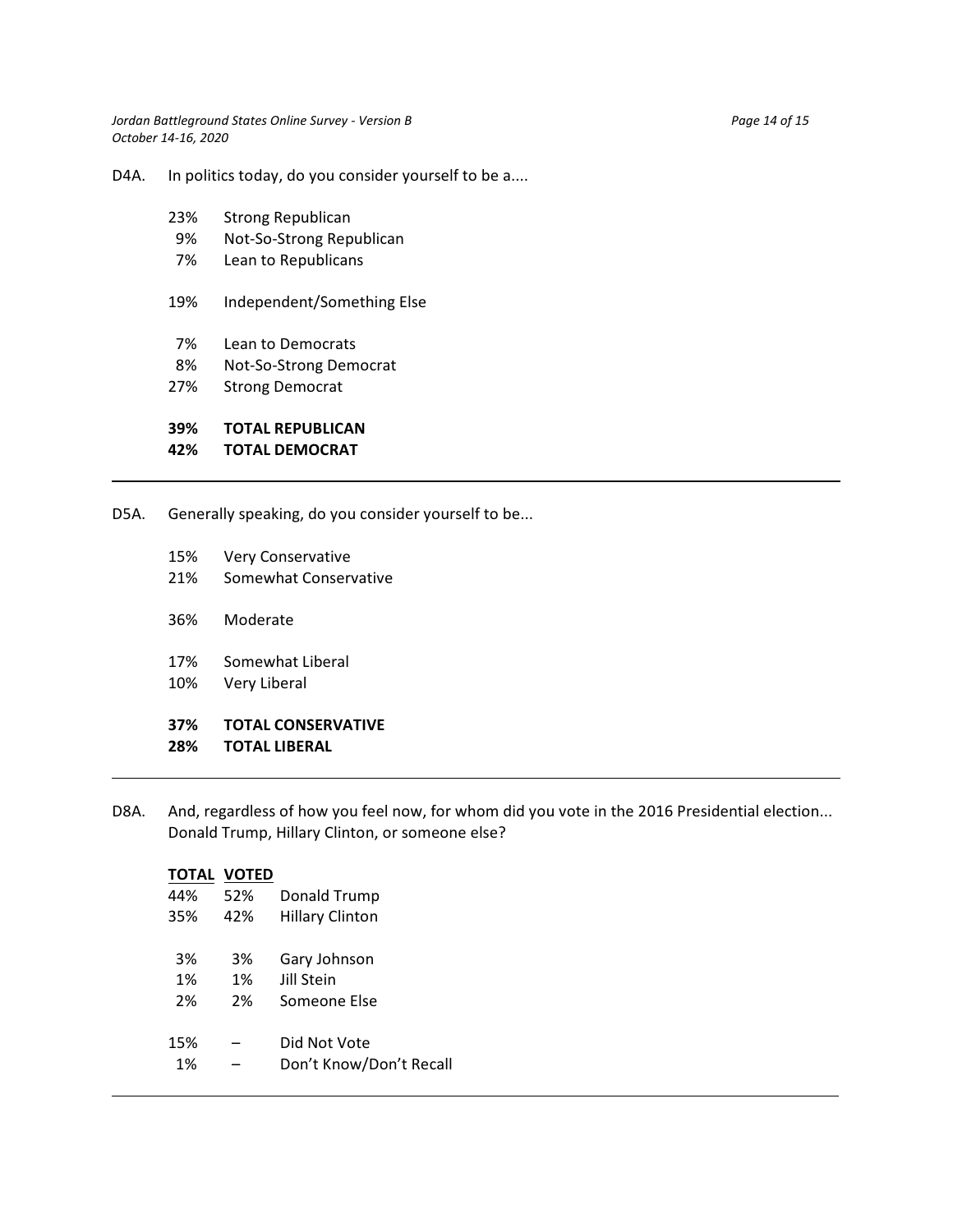D4A. In politics today, do you consider yourself to be a....

| | |
|---|---|
| 23% | Strong Republican |
| 9% | Not-So-Strong Republican |
| 7% | Lean to Republicans |
| 19% | Independent/Something Else |
| 7% | Lean to Democrats |
| 8% | Not-So-Strong Democrat |
| 27% | Strong Democrat |
| **39%** | **TOTAL REPUBLICAN** |
| **42%** | **TOTAL DEMOCRAT** |

---

D5A. Generally speaking, do you consider yourself to be...

| | |
|---|---|
| 15% | Very Conservative |
| 21% | Somewhat Conservative |
| 36% | Moderate |
| 17% | Somewhat Liberal |
| 10% | Very Liberal |
| **37%** | **TOTAL CONSERVATIVE** |
| **28%** | **TOTAL LIBERAL** |

---

D8A. And, regardless of how you feel now, for whom did you vote in the 2016 Presidential election... Donald Trump, Hillary Clinton, or someone else?

| TOTAL | VOTED | |
|---|---|---|
| 44% | 52% | Donald Trump |
| 35% | 42% | Hillary Clinton |
| 3% | 3% | Gary Johnson |
| 1% | 1% | Jill Stein |
| 2% | 2% | Someone Else |
| 15% | – | Did Not Vote |
| 1% | – | Don't Know/Don't Recall |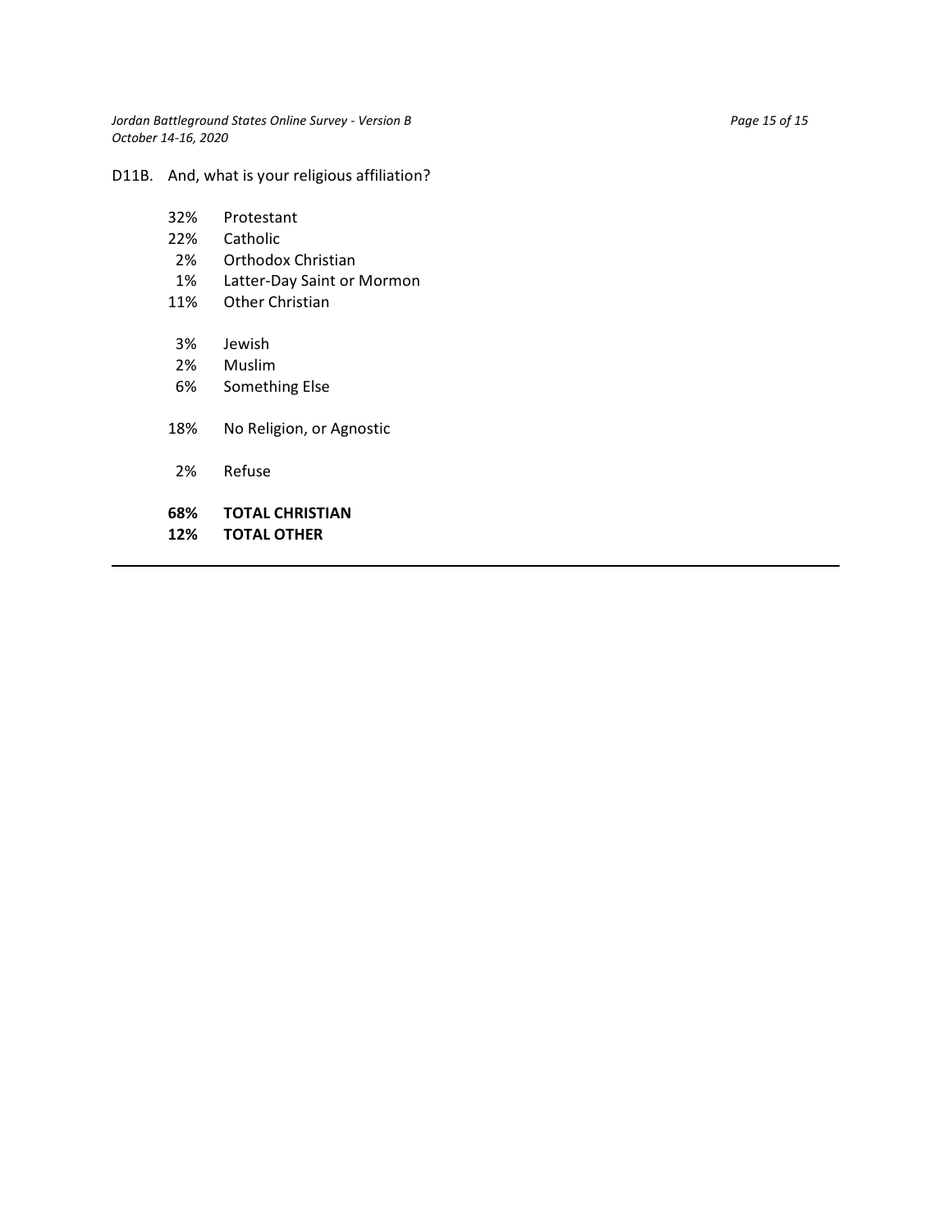D11B. And, what is your religious affiliation?

| | |
|---|---|
| 32% | Protestant |
| 22% | Catholic |
| 2% | Orthodox Christian |
| 1% | Latter-Day Saint or Mormon |
| 11% | Other Christian |
| 3% | Jewish |
| 2% | Muslim |
| 6% | Something Else |
| 18% | No Religion, or Agnostic |
| 2% | Refuse |
| **68%** | **TOTAL CHRISTIAN** |
| **12%** | **TOTAL OTHER** |